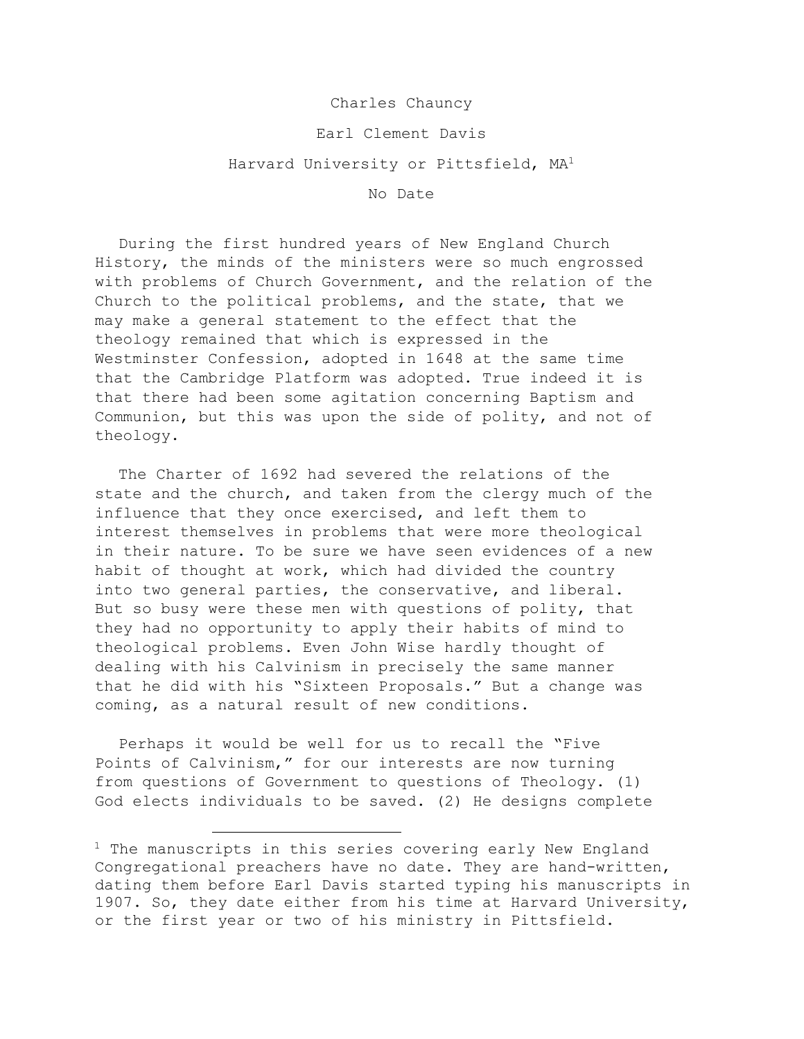# Charles Chauncy

Earl Clement Davis

Harvard University or Pittsfield, MA[1]

No Date

During the first hundred years of New England Church History, the minds of the ministers were so much engrossed with problems of Church Government, and the relation of the Church to the political problems, and the state, that we may make a general statement to the effect that the theology remained that which is expressed in the Westminster Confession, adopted in 1648 at the same time that the Cambridge Platform was adopted. True indeed it is that there had been some agitation concerning Baptism and Communion, but this was upon the side of polity, and not of theology.

The Charter of 1692 had severed the relations of the state and the church, and taken from the clergy much of the influence that they once exercised, and left them to interest themselves in problems that were more theological in their nature. To be sure we have seen evidences of a new habit of thought at work, which had divided the country into two general parties, the conservative, and liberal. But so busy were these men with questions of polity, that they had no opportunity to apply their habits of mind to theological problems. Even John Wise hardly thought of dealing with his Calvinism in precisely the same manner that he did with his "Sixteen Proposals." But a change was coming, as a natural result of new conditions.

Perhaps it would be well for us to recall the "Five Points of Calvinism," for our interests are now turning from questions of Government to questions of Theology. (1) God elects individuals to be saved. (2) He designs complete

---

[1] The manuscripts in this series covering early New England Congregational preachers have no date. They are hand-written, dating them before Earl Davis started typing his manuscripts in 1907. So, they date either from his time at Harvard University, or the first year or two of his ministry in Pittsfield.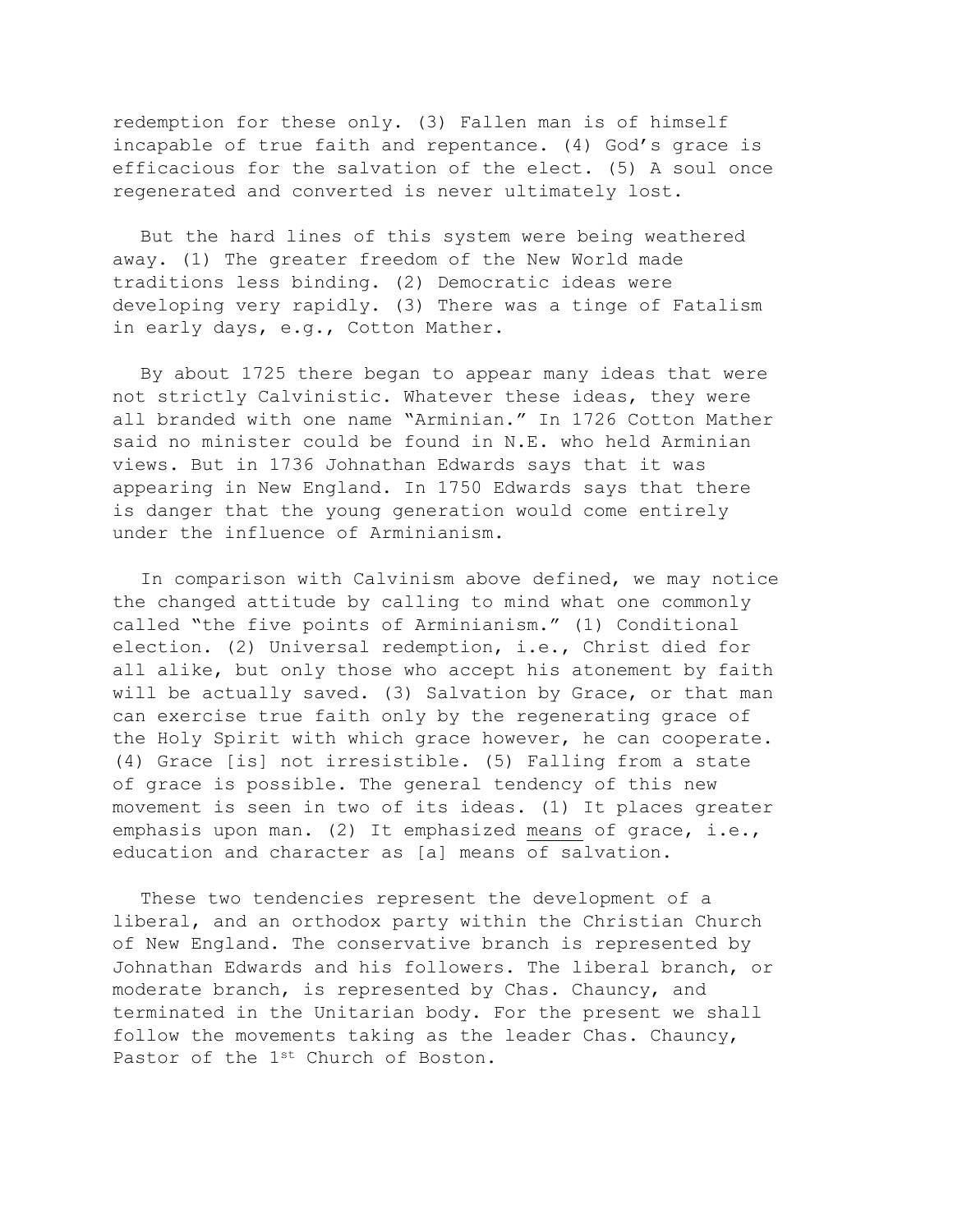redemption for these only. (3) Fallen man is of himself incapable of true faith and repentance. (4) God's grace is efficacious for the salvation of the elect. (5) A soul once regenerated and converted is never ultimately lost.

But the hard lines of this system were being weathered away. (1) The greater freedom of the New World made traditions less binding. (2) Democratic ideas were developing very rapidly. (3) There was a tinge of Fatalism in early days, e.g., Cotton Mather.

By about 1725 there began to appear many ideas that were not strictly Calvinistic. Whatever these ideas, they were all branded with one name "Arminian." In 1726 Cotton Mather said no minister could be found in N.E. who held Arminian views. But in 1736 Johnathan Edwards says that it was appearing in New England. In 1750 Edwards says that there is danger that the young generation would come entirely under the influence of Arminianism.

In comparison with Calvinism above defined, we may notice the changed attitude by calling to mind what one commonly called "the five points of Arminianism." (1) Conditional election. (2) Universal redemption, i.e., Christ died for all alike, but only those who accept his atonement by faith will be actually saved. (3) Salvation by Grace, or that man can exercise true faith only by the regenerating grace of the Holy Spirit with which grace however, he can cooperate. (4) Grace [is] not irresistible. (5) Falling from a state of grace is possible. The general tendency of this new movement is seen in two of its ideas. (1) It places greater emphasis upon man. (2) It emphasized <u>means</u> of grace, i.e., education and character as [a] means of salvation.

These two tendencies represent the development of a liberal, and an orthodox party within the Christian Church of New England. The conservative branch is represented by Johnathan Edwards and his followers. The liberal branch, or moderate branch, is represented by Chas. Chauncy, and terminated in the Unitarian body. For the present we shall follow the movements taking as the leader Chas. Chauncy, Pastor of the 1st Church of Boston.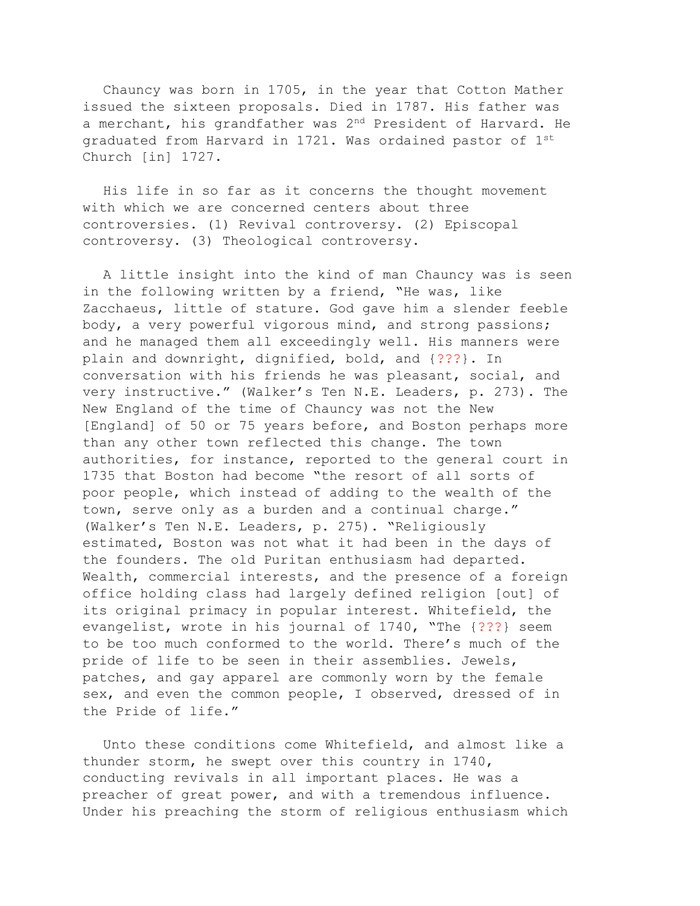Chauncy was born in 1705, in the year that Cotton Mather issued the sixteen proposals. Died in 1787. His father was a merchant, his grandfather was 2nd President of Harvard. He graduated from Harvard in 1721. Was ordained pastor of 1st Church [in] 1727.

His life in so far as it concerns the thought movement with which we are concerned centers about three controversies. (1) Revival controversy. (2) Episcopal controversy. (3) Theological controversy.

A little insight into the kind of man Chauncy was is seen in the following written by a friend, "He was, like Zacchaeus, little of stature. God gave him a slender feeble body, a very powerful vigorous mind, and strong passions; and he managed them all exceedingly well. His manners were plain and downright, dignified, bold, and {???}. In conversation with his friends he was pleasant, social, and very instructive." (Walker's Ten N.E. Leaders, p. 273). The New England of the time of Chauncy was not the New [England] of 50 or 75 years before, and Boston perhaps more than any other town reflected this change. The town authorities, for instance, reported to the general court in 1735 that Boston had become "the resort of all sorts of poor people, which instead of adding to the wealth of the town, serve only as a burden and a continual charge." (Walker's Ten N.E. Leaders, p. 275). "Religiously estimated, Boston was not what it had been in the days of the founders. The old Puritan enthusiasm had departed. Wealth, commercial interests, and the presence of a foreign office holding class had largely defined religion [out] of its original primacy in popular interest. Whitefield, the evangelist, wrote in his journal of 1740, "The {???} seem to be too much conformed to the world. There's much of the pride of life to be seen in their assemblies. Jewels, patches, and gay apparel are commonly worn by the female sex, and even the common people, I observed, dressed of in the Pride of life."

Unto these conditions come Whitefield, and almost like a thunder storm, he swept over this country in 1740, conducting revivals in all important places. He was a preacher of great power, and with a tremendous influence. Under his preaching the storm of religious enthusiasm which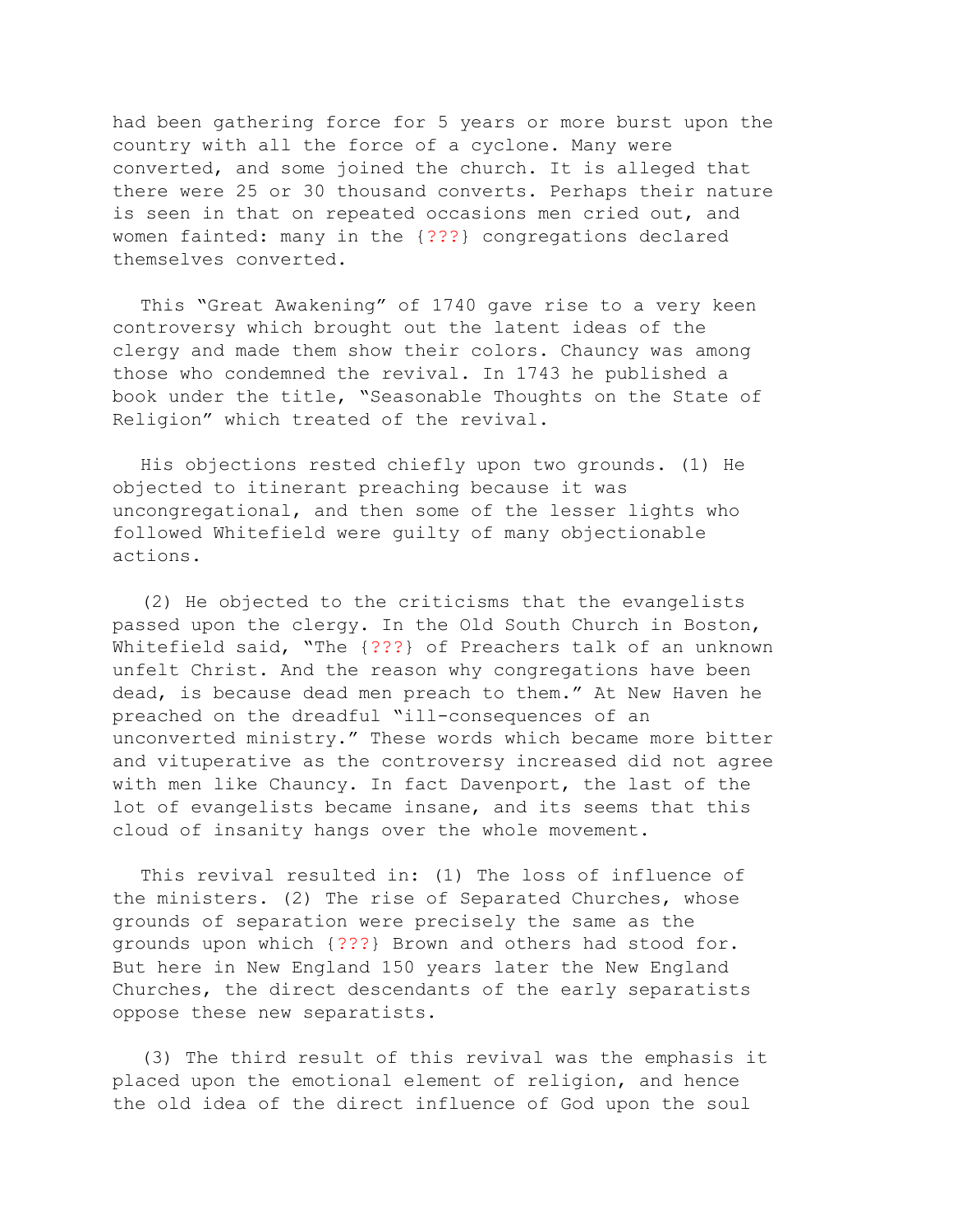had been gathering force for 5 years or more burst upon the country with all the force of a cyclone. Many were converted, and some joined the church. It is alleged that there were 25 or 30 thousand converts. Perhaps their nature is seen in that on repeated occasions men cried out, and women fainted: many in the {???} congregations declared themselves converted.

This "Great Awakening" of 1740 gave rise to a very keen controversy which brought out the latent ideas of the clergy and made them show their colors. Chauncy was among those who condemned the revival. In 1743 he published a book under the title, "Seasonable Thoughts on the State of Religion" which treated of the revival.

His objections rested chiefly upon two grounds. (1) He objected to itinerant preaching because it was uncongregational, and then some of the lesser lights who followed Whitefield were guilty of many objectionable actions.

(2) He objected to the criticisms that the evangelists passed upon the clergy. In the Old South Church in Boston, Whitefield said, "The {???} of Preachers talk of an unknown unfelt Christ. And the reason why congregations have been dead, is because dead men preach to them." At New Haven he preached on the dreadful "ill-consequences of an unconverted ministry." These words which became more bitter and vituperative as the controversy increased did not agree with men like Chauncy. In fact Davenport, the last of the lot of evangelists became insane, and its seems that this cloud of insanity hangs over the whole movement.

This revival resulted in: (1) The loss of influence of the ministers. (2) The rise of Separated Churches, whose grounds of separation were precisely the same as the grounds upon which {???} Brown and others had stood for. But here in New England 150 years later the New England Churches, the direct descendants of the early separatists oppose these new separatists.

(3) The third result of this revival was the emphasis it placed upon the emotional element of religion, and hence the old idea of the direct influence of God upon the soul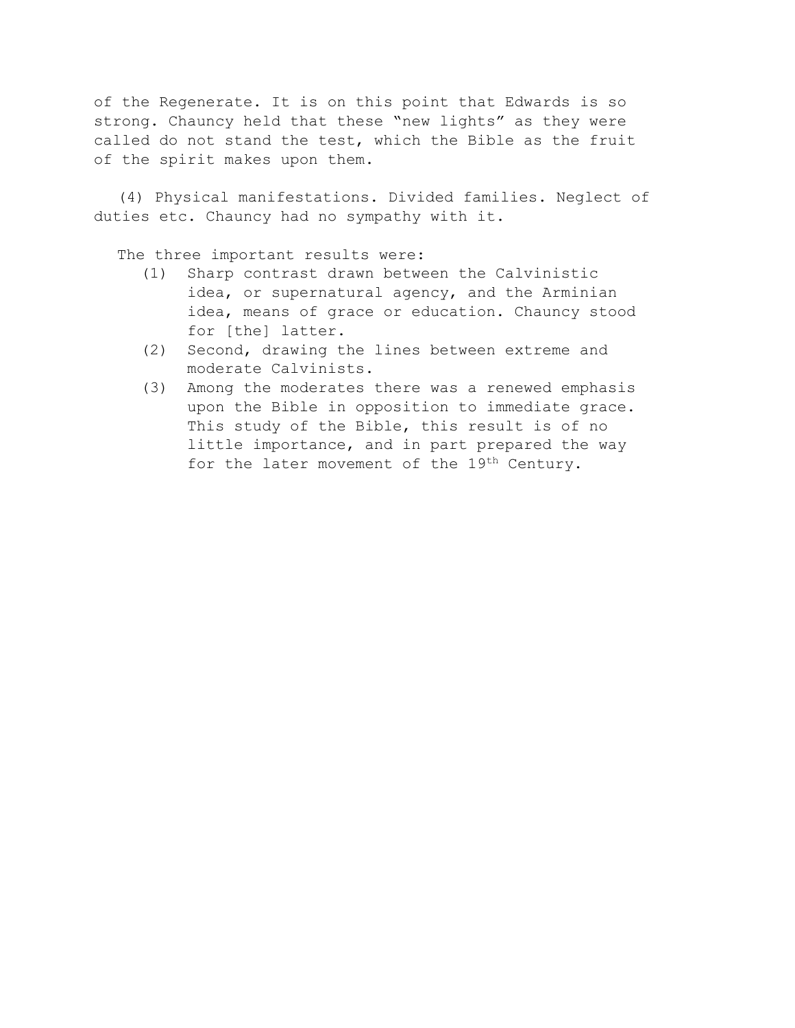of the Regenerate. It is on this point that Edwards is so strong. Chauncy held that these "new lights" as they were called do not stand the test, which the Bible as the fruit of the spirit makes upon them.

(4) Physical manifestations. Divided families. Neglect of duties etc. Chauncy had no sympathy with it.

The three important results were:

(1) Sharp contrast drawn between the Calvinistic idea, or supernatural agency, and the Arminian idea, means of grace or education. Chauncy stood for [the] latter.

(2) Second, drawing the lines between extreme and moderate Calvinists.

(3) Among the moderates there was a renewed emphasis upon the Bible in opposition to immediate grace. This study of the Bible, this result is of no little importance, and in part prepared the way for the later movement of the 19th Century.